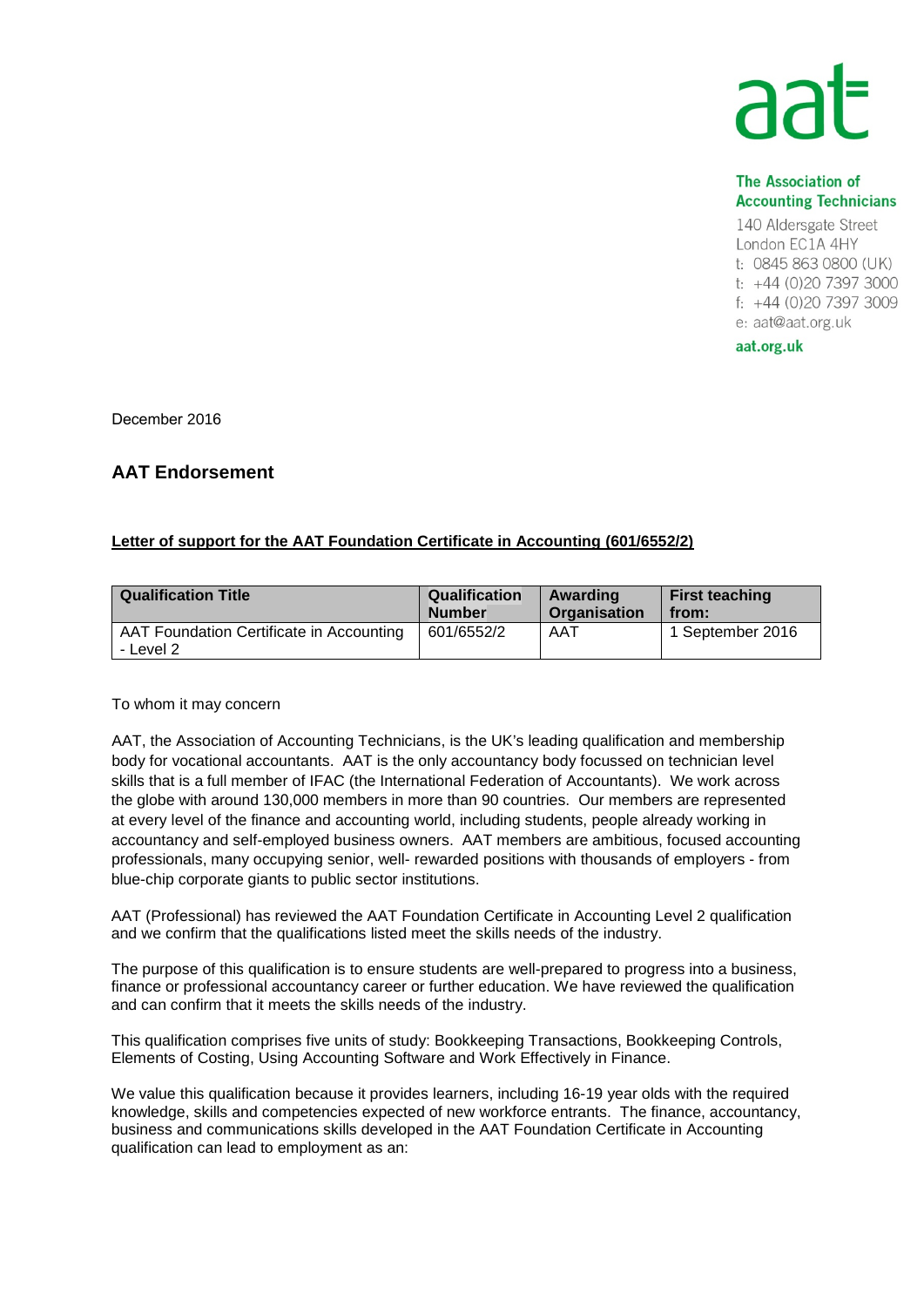aat

**The Association of Accounting Technicians**
140 Aldersgate Street
London EC1A 4HY
t: 0845 863 0800 (UK)
t: +44 (0)20 7397 3000
f: +44 (0)20 7397 3009
e: aat@aat.org.uk
**aat.org.uk**

December 2016

## AAT Endorsement

**Letter of support for the AAT Foundation Certificate in Accounting (601/6552/2)**

| Qualification Title | Qualification Number | Awarding Organisation | First teaching from: |
|---|---|---|---|
| AAT Foundation Certificate in Accounting - Level 2 | 601/6552/2 | AAT | 1 September 2016 |

To whom it may concern

AAT, the Association of Accounting Technicians, is the UK's leading qualification and membership body for vocational accountants. AAT is the only accountancy body focussed on technician level skills that is a full member of IFAC (the International Federation of Accountants). We work across the globe with around 130,000 members in more than 90 countries. Our members are represented at every level of the finance and accounting world, including students, people already working in accountancy and self-employed business owners. AAT members are ambitious, focused accounting professionals, many occupying senior, well- rewarded positions with thousands of employers - from blue-chip corporate giants to public sector institutions.

AAT (Professional) has reviewed the AAT Foundation Certificate in Accounting Level 2 qualification and we confirm that the qualifications listed meet the skills needs of the industry.

The purpose of this qualification is to ensure students are well-prepared to progress into a business, finance or professional accountancy career or further education. We have reviewed the qualification and can confirm that it meets the skills needs of the industry.

This qualification comprises five units of study: Bookkeeping Transactions, Bookkeeping Controls, Elements of Costing, Using Accounting Software and Work Effectively in Finance.

We value this qualification because it provides learners, including 16-19 year olds with the required knowledge, skills and competencies expected of new workforce entrants. The finance, accountancy, business and communications skills developed in the AAT Foundation Certificate in Accounting qualification can lead to employment as an: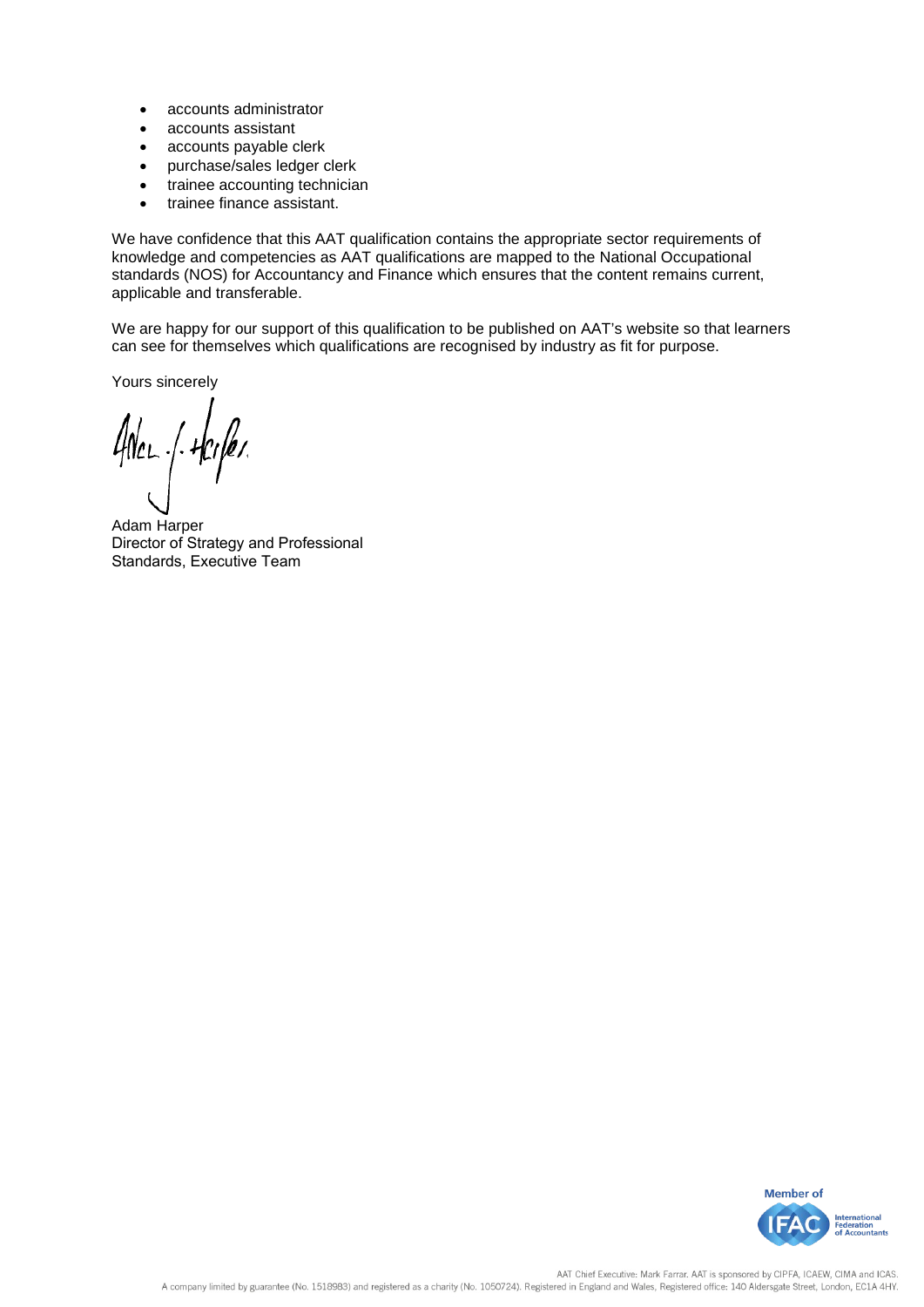- accounts administrator
- accounts assistant
- accounts payable clerk
- purchase/sales ledger clerk
- trainee accounting technician
- trainee finance assistant.

We have confidence that this AAT qualification contains the appropriate sector requirements of knowledge and competencies as AAT qualifications are mapped to the National Occupational standards (NOS) for Accountancy and Finance which ensures that the content remains current, applicable and transferable.

We are happy for our support of this qualification to be published on AAT's website so that learners can see for themselves which qualifications are recognised by industry as fit for purpose.

Yours sincerely

Adam Harper
Director of Strategy and Professional Standards, Executive Team

Member of IFAC International Federation of Accountants

AAT Chief Executive: Mark Farrar. AAT is sponsored by CIPFA, ICAEW, CIMA and ICAS.
A company limited by guarantee (No. 1518983) and registered as a charity (No. 1050724). Registered in England and Wales, Registered office: 140 Aldersgate Street, London, EC1A 4HY.